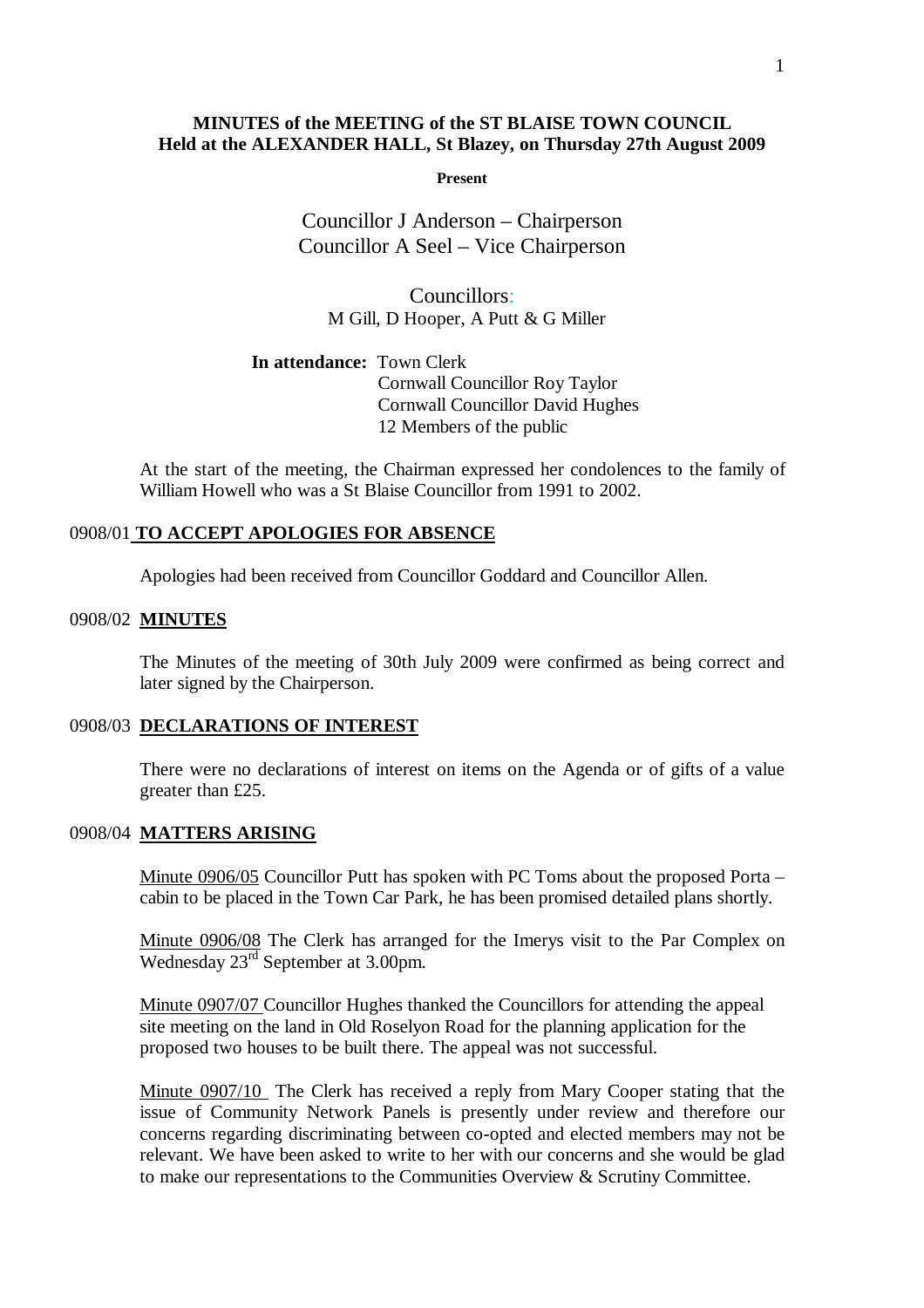# MINUTES of the MEETING of the ST BLAISE TOWN COUNCIL
## Held at the ALEXANDER HALL, St Blazey, on Thursday 27th August 2009

**Present**

Councillor J Anderson – Chairperson
Councillor A Seel – Vice Chairperson

Councillors:
M Gill, D Hooper, A Putt & G Miller

**In attendance:** Town Clerk
Cornwall Councillor Roy Taylor
Cornwall Councillor David Hughes
12 Members of the public

At the start of the meeting, the Chairman expressed her condolences to the family of William Howell who was a St Blaise Councillor from 1991 to 2002.

### 0908/01 **TO ACCEPT APOLOGIES FOR ABSENCE**

Apologies had been received from Councillor Goddard and Councillor Allen.

### 0908/02 **MINUTES**

The Minutes of the meeting of 30th July 2009 were confirmed as being correct and later signed by the Chairperson.

### 0908/03 **DECLARATIONS OF INTEREST**

There were no declarations of interest on items on the Agenda or of gifts of a value greater than £25.

### 0908/04 **MATTERS ARISING**

Minute 0906/05 Councillor Putt has spoken with PC Toms about the proposed Porta – cabin to be placed in the Town Car Park, he has been promised detailed plans shortly.

Minute 0906/08 The Clerk has arranged for the Imerys visit to the Par Complex on Wednesday 23rd September at 3.00pm.

Minute 0907/07 Councillor Hughes thanked the Councillors for attending the appeal site meeting on the land in Old Roselyon Road for the planning application for the proposed two houses to be built there. The appeal was not successful.

Minute 0907/10 The Clerk has received a reply from Mary Cooper stating that the issue of Community Network Panels is presently under review and therefore our concerns regarding discriminating between co-opted and elected members may not be relevant. We have been asked to write to her with our concerns and she would be glad to make our representations to the Communities Overview & Scrutiny Committee.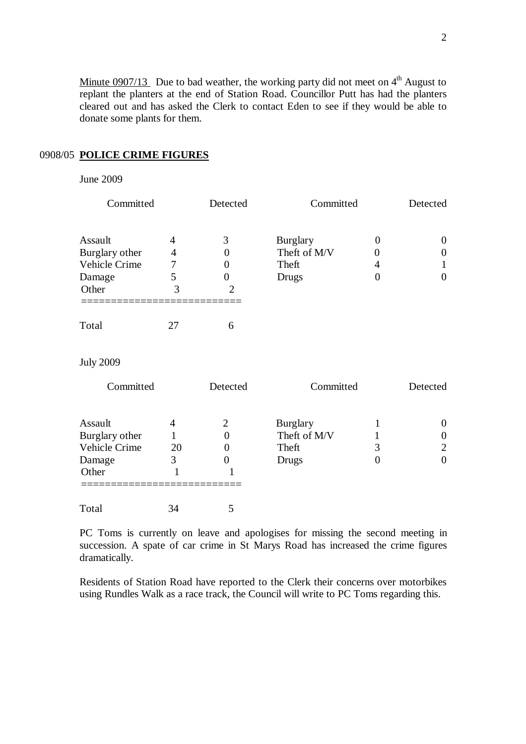Minute 0907/13 Due to bad weather, the working party did not meet on 4th August to replant the planters at the end of Station Road. Councillor Putt has had the planters cleared out and has asked the Clerk to contact Eden to see if they would be able to donate some plants for them.

## 0908/05 POLICE CRIME FIGURES

June 2009

| Committed | | Detected | Committed | | Detected |
|---|---|---|---|---|---|
| Assault | 4 | 3 | Burglary | 0 | 0 |
| Burglary other | 4 | 0 | Theft of M/V | 0 | 0 |
| Vehicle Crime | 7 | 0 | Theft | 4 | 1 |
| Damage | 5 | 0 | Drugs | 0 | 0 |
| Other | 3 | 2 | | | |
| Total | 27 | 6 | | | |

July 2009

| Committed | | Detected | Committed | | Detected |
|---|---|---|---|---|---|
| Assault | 4 | 2 | Burglary | 1 | 0 |
| Burglary other | 1 | 0 | Theft of M/V | 1 | 0 |
| Vehicle Crime | 20 | 0 | Theft | 3 | 2 |
| Damage | 3 | 0 | Drugs | 0 | 0 |
| Other | 1 | 1 | | | |
| Total | 34 | 5 | | | |

PC Toms is currently on leave and apologises for missing the second meeting in succession. A spate of car crime in St Marys Road has increased the crime figures dramatically.

Residents of Station Road have reported to the Clerk their concerns over motorbikes using Rundles Walk as a race track, the Council will write to PC Toms regarding this.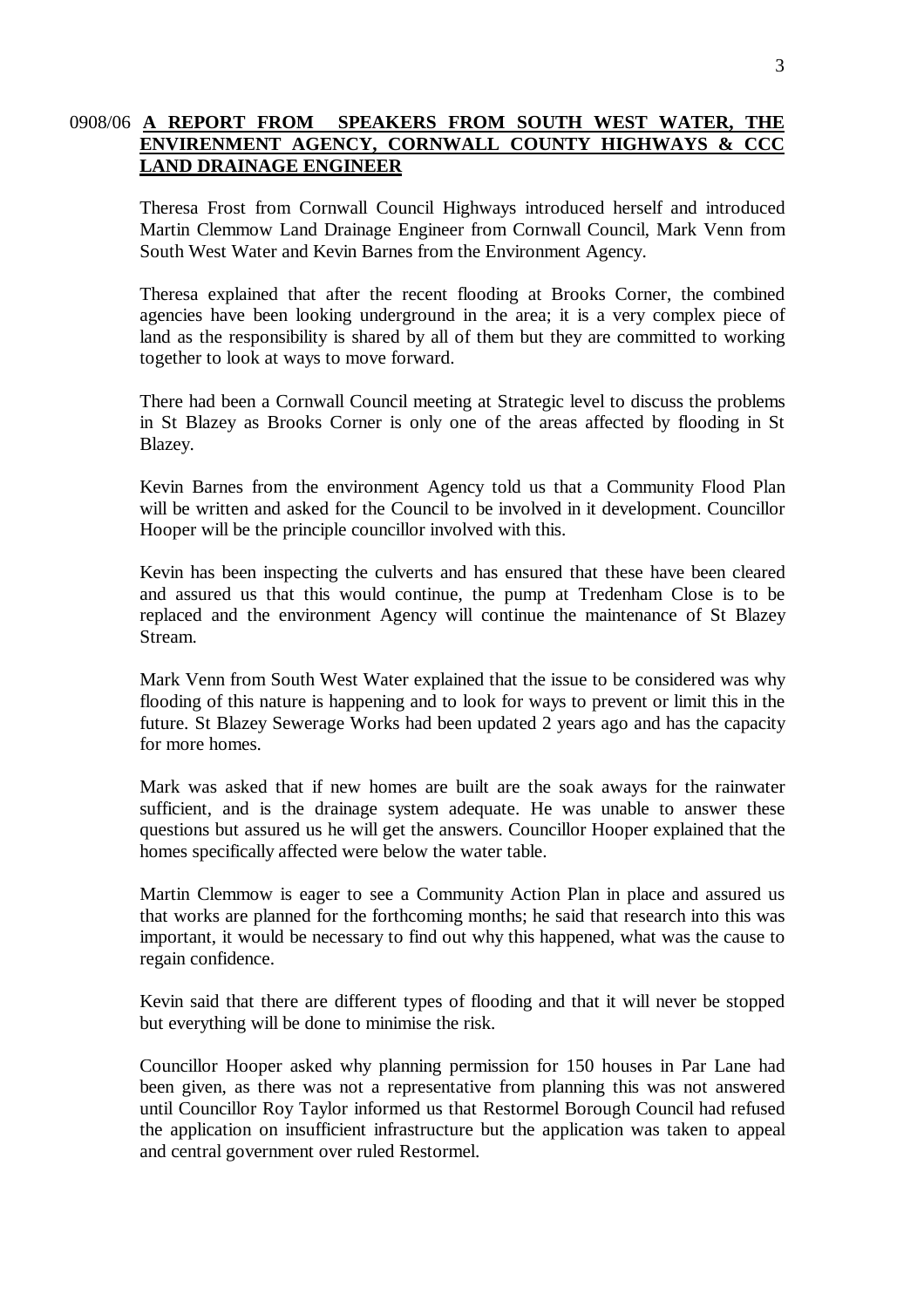0908/06 **A REPORT FROM SPEAKERS FROM SOUTH WEST WATER, THE ENVIRENMENT AGENCY, CORNWALL COUNTY HIGHWAYS & CCC LAND DRAINAGE ENGINEER**

Theresa Frost from Cornwall Council Highways introduced herself and introduced Martin Clemmow Land Drainage Engineer from Cornwall Council, Mark Venn from South West Water and Kevin Barnes from the Environment Agency.

Theresa explained that after the recent flooding at Brooks Corner, the combined agencies have been looking underground in the area; it is a very complex piece of land as the responsibility is shared by all of them but they are committed to working together to look at ways to move forward.

There had been a Cornwall Council meeting at Strategic level to discuss the problems in St Blazey as Brooks Corner is only one of the areas affected by flooding in St Blazey.

Kevin Barnes from the environment Agency told us that a Community Flood Plan will be written and asked for the Council to be involved in it development. Councillor Hooper will be the principle councillor involved with this.

Kevin has been inspecting the culverts and has ensured that these have been cleared and assured us that this would continue, the pump at Tredenham Close is to be replaced and the environment Agency will continue the maintenance of St Blazey Stream.

Mark Venn from South West Water explained that the issue to be considered was why flooding of this nature is happening and to look for ways to prevent or limit this in the future. St Blazey Sewerage Works had been updated 2 years ago and has the capacity for more homes.

Mark was asked that if new homes are built are the soak aways for the rainwater sufficient, and is the drainage system adequate. He was unable to answer these questions but assured us he will get the answers. Councillor Hooper explained that the homes specifically affected were below the water table.

Martin Clemmow is eager to see a Community Action Plan in place and assured us that works are planned for the forthcoming months; he said that research into this was important, it would be necessary to find out why this happened, what was the cause to regain confidence.

Kevin said that there are different types of flooding and that it will never be stopped but everything will be done to minimise the risk.

Councillor Hooper asked why planning permission for 150 houses in Par Lane had been given, as there was not a representative from planning this was not answered until Councillor Roy Taylor informed us that Restormel Borough Council had refused the application on insufficient infrastructure but the application was taken to appeal and central government over ruled Restormel.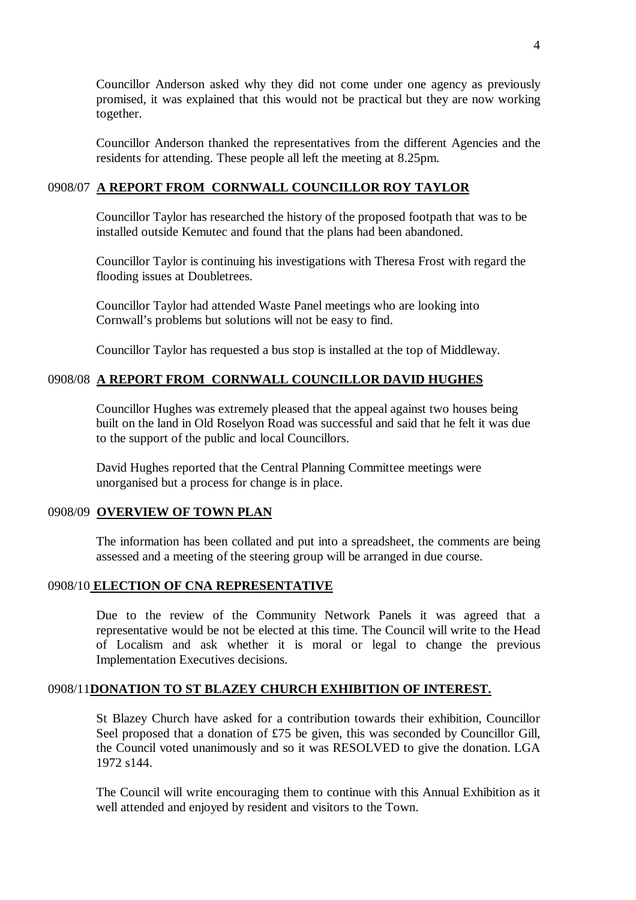Councillor Anderson asked why they did not come under one agency as previously promised, it was explained that this would not be practical but they are now working together.

Councillor Anderson thanked the representatives from the different Agencies and the residents for attending. These people all left the meeting at 8.25pm.

## 0908/07 **A REPORT FROM CORNWALL COUNCILLOR ROY TAYLOR**

Councillor Taylor has researched the history of the proposed footpath that was to be installed outside Kemutec and found that the plans had been abandoned.

Councillor Taylor is continuing his investigations with Theresa Frost with regard the flooding issues at Doubletrees.

Councillor Taylor had attended Waste Panel meetings who are looking into Cornwall's problems but solutions will not be easy to find.

Councillor Taylor has requested a bus stop is installed at the top of Middleway.

## 0908/08 **A REPORT FROM CORNWALL COUNCILLOR DAVID HUGHES**

Councillor Hughes was extremely pleased that the appeal against two houses being built on the land in Old Roselyon Road was successful and said that he felt it was due to the support of the public and local Councillors.

David Hughes reported that the Central Planning Committee meetings were unorganised but a process for change is in place.

## 0908/09 **OVERVIEW OF TOWN PLAN**

The information has been collated and put into a spreadsheet, the comments are being assessed and a meeting of the steering group will be arranged in due course.

## 0908/10 **ELECTION OF CNA REPRESENTATIVE**

Due to the review of the Community Network Panels it was agreed that a representative would be not be elected at this time. The Council will write to the Head of Localism and ask whether it is moral or legal to change the previous Implementation Executives decisions.

## 0908/11 **DONATION TO ST BLAZEY CHURCH EXHIBITION OF INTEREST.**

St Blazey Church have asked for a contribution towards their exhibition, Councillor Seel proposed that a donation of £75 be given, this was seconded by Councillor Gill, the Council voted unanimously and so it was RESOLVED to give the donation. LGA 1972 s144.

The Council will write encouraging them to continue with this Annual Exhibition as it well attended and enjoyed by resident and visitors to the Town.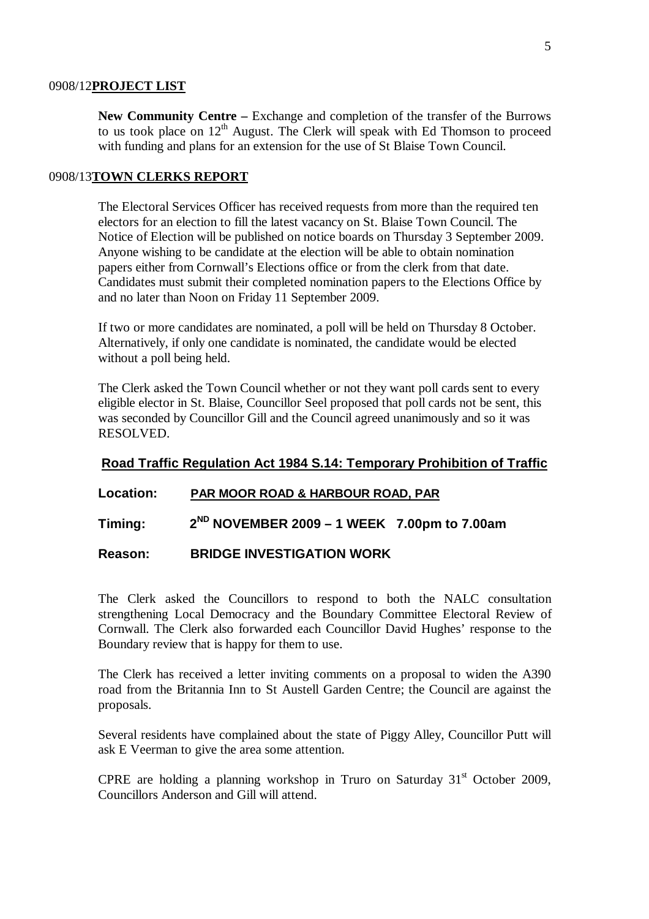0908/12**PROJECT LIST**

**New Community Centre –** Exchange and completion of the transfer of the Burrows to us took place on 12th August. The Clerk will speak with Ed Thomson to proceed with funding and plans for an extension for the use of St Blaise Town Council.

0908/13**TOWN CLERKS REPORT**

The Electoral Services Officer has received requests from more than the required ten electors for an election to fill the latest vacancy on St. Blaise Town Council. The Notice of Election will be published on notice boards on Thursday 3 September 2009. Anyone wishing to be candidate at the election will be able to obtain nomination papers either from Cornwall's Elections office or from the clerk from that date. Candidates must submit their completed nomination papers to the Elections Office by and no later than Noon on Friday 11 September 2009.

If two or more candidates are nominated, a poll will be held on Thursday 8 October. Alternatively, if only one candidate is nominated, the candidate would be elected without a poll being held.

The Clerk asked the Town Council whether or not they want poll cards sent to every eligible elector in St. Blaise, Councillor Seel proposed that poll cards not be sent, this was seconded by Councillor Gill and the Council agreed unanimously and so it was RESOLVED.

**Road Traffic Regulation Act 1984 S.14: Temporary Prohibition of Traffic**

**Location:** **PAR MOOR ROAD & HARBOUR ROAD, PAR**

**Timing:** **2ND NOVEMBER 2009 – 1 WEEK 7.00pm to 7.00am**

**Reason:** **BRIDGE INVESTIGATION WORK**

The Clerk asked the Councillors to respond to both the NALC consultation strengthening Local Democracy and the Boundary Committee Electoral Review of Cornwall. The Clerk also forwarded each Councillor David Hughes' response to the Boundary review that is happy for them to use.

The Clerk has received a letter inviting comments on a proposal to widen the A390 road from the Britannia Inn to St Austell Garden Centre; the Council are against the proposals.

Several residents have complained about the state of Piggy Alley, Councillor Putt will ask E Veerman to give the area some attention.

CPRE are holding a planning workshop in Truro on Saturday 31st October 2009, Councillors Anderson and Gill will attend.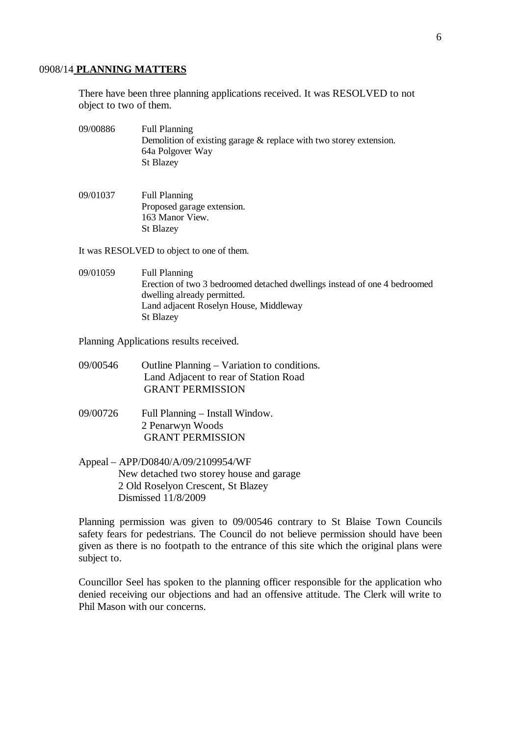0908/14 **PLANNING MATTERS**

There have been three planning applications received. It was RESOLVED to not object to two of them.

09/00886 Full Planning
Demolition of existing garage & replace with two storey extension.
64a Polgover Way
St Blazey

09/01037 Full Planning
Proposed garage extension.
163 Manor View.
St Blazey

It was RESOLVED to object to one of them.

09/01059 Full Planning
Erection of two 3 bedroomed detached dwellings instead of one 4 bedroomed dwelling already permitted.
Land adjacent Roselyn House, Middleway
St Blazey

Planning Applications results received.

09/00546 Outline Planning – Variation to conditions.
Land Adjacent to rear of Station Road
GRANT PERMISSION

09/00726 Full Planning – Install Window.
2 Penarwyn Woods
GRANT PERMISSION

Appeal – APP/D0840/A/09/2109954/WF
New detached two storey house and garage
2 Old Roselyon Crescent, St Blazey
Dismissed 11/8/2009

Planning permission was given to 09/00546 contrary to St Blaise Town Councils safety fears for pedestrians. The Council do not believe permission should have been given as there is no footpath to the entrance of this site which the original plans were subject to.

Councillor Seel has spoken to the planning officer responsible for the application who denied receiving our objections and had an offensive attitude. The Clerk will write to Phil Mason with our concerns.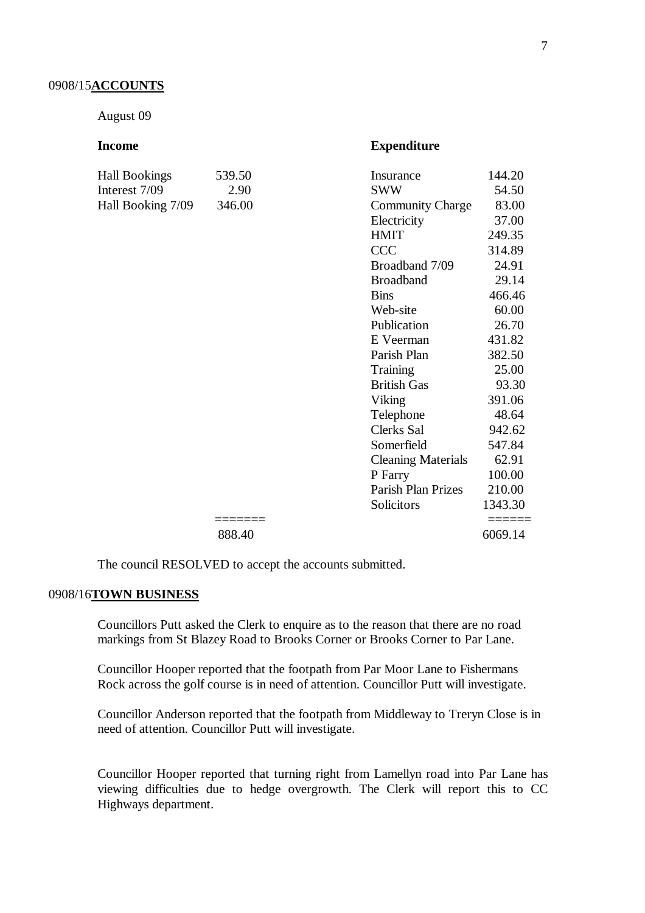0908/15**ACCOUNTS**

August 09

| Income | | Expenditure | |
|---|---|---|---|
| Hall Bookings | 539.50 | Insurance | 144.20 |
| Interest 7/09 | 2.90 | SWW | 54.50 |
| Hall Booking 7/09 | 346.00 | Community Charge | 83.00 |
| | | Electricity | 37.00 |
| | | HMIT | 249.35 |
| | | CCC | 314.89 |
| | | Broadband 7/09 | 24.91 |
| | | Broadband | 29.14 |
| | | Bins | 466.46 |
| | | Web-site | 60.00 |
| | | Publication | 26.70 |
| | | E Veerman | 431.82 |
| | | Parish Plan | 382.50 |
| | | Training | 25.00 |
| | | British Gas | 93.30 |
| | | Viking | 391.06 |
| | | Telephone | 48.64 |
| | | Clerks Sal | 942.62 |
| | | Somerfield | 547.84 |
| | | Cleaning Materials | 62.91 |
| | | P Farry | 100.00 |
| | | Parish Plan Prizes | 210.00 |
| | | Solicitors | 1343.30 |
| | ======= | | ====== |
| | 888.40 | | 6069.14 |

The council RESOLVED to accept the accounts submitted.

0908/16**TOWN BUSINESS**

Councillors Putt asked the Clerk to enquire as to the reason that there are no road markings from St Blazey Road to Brooks Corner or Brooks Corner to Par Lane.

Councillor Hooper reported that the footpath from Par Moor Lane to Fishermans Rock across the golf course is in need of attention. Councillor Putt will investigate.

Councillor Anderson reported that the footpath from Middleway to Treryn Close is in need of attention. Councillor Putt will investigate.

Councillor Hooper reported that turning right from Lamellyn road into Par Lane has viewing difficulties due to hedge overgrowth. The Clerk will report this to CC Highways department.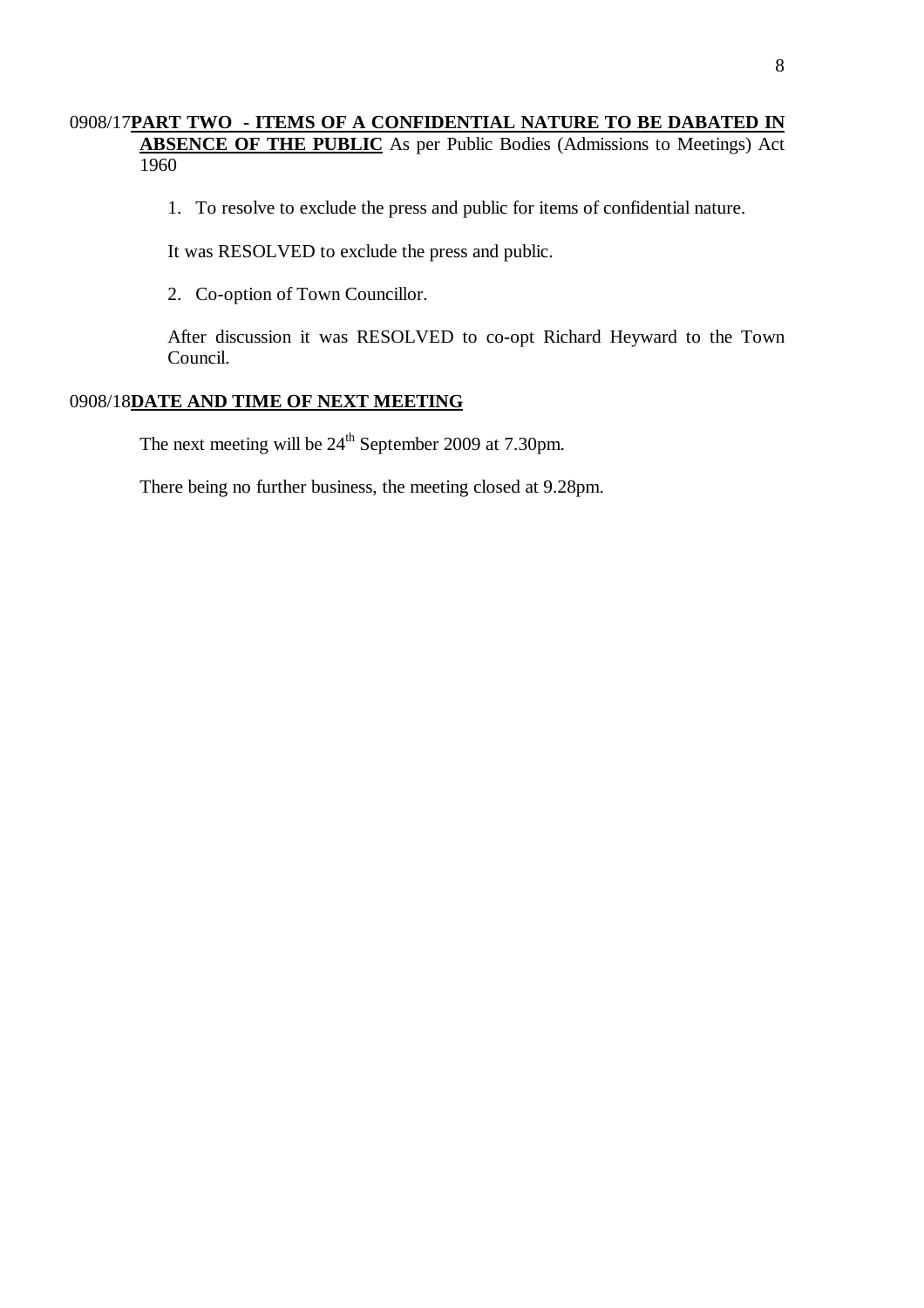0908/17**PART TWO - ITEMS OF A CONFIDENTIAL NATURE TO BE DABATED IN ABSENCE OF THE PUBLIC** As per Public Bodies (Admissions to Meetings) Act 1960

1. To resolve to exclude the press and public for items of confidential nature.

It was RESOLVED to exclude the press and public.

2. Co-option of Town Councillor.

After discussion it was RESOLVED to co-opt Richard Heyward to the Town Council.

0908/18**DATE AND TIME OF NEXT MEETING**

The next meeting will be 24th September 2009 at 7.30pm.

There being no further business, the meeting closed at 9.28pm.